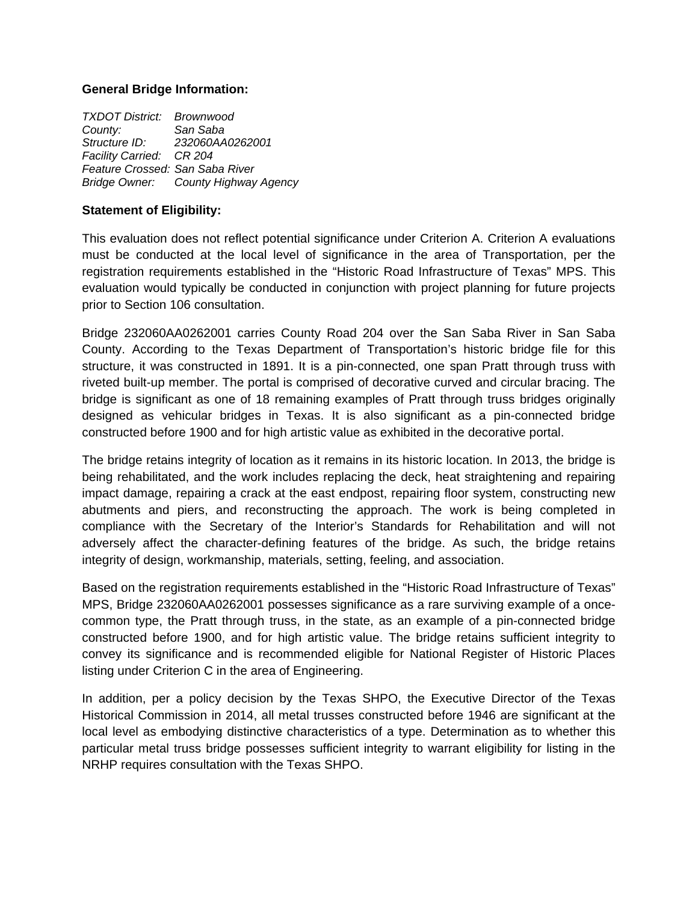**General Bridge Information:**

*TXDOT District:* *Brownwood*
*County:* *San Saba*
*Structure ID:* *232060AA0262001*
*Facility Carried:* *CR 204*
*Feature Crossed:* *San Saba River*
*Bridge Owner:* *County Highway Agency*

**Statement of Eligibility:**

This evaluation does not reflect potential significance under Criterion A. Criterion A evaluations must be conducted at the local level of significance in the area of Transportation, per the registration requirements established in the "Historic Road Infrastructure of Texas" MPS. This evaluation would typically be conducted in conjunction with project planning for future projects prior to Section 106 consultation.

Bridge 232060AA0262001 carries County Road 204 over the San Saba River in San Saba County. According to the Texas Department of Transportation's historic bridge file for this structure, it was constructed in 1891. It is a pin-connected, one span Pratt through truss with riveted built-up member. The portal is comprised of decorative curved and circular bracing. The bridge is significant as one of 18 remaining examples of Pratt through truss bridges originally designed as vehicular bridges in Texas. It is also significant as a pin-connected bridge constructed before 1900 and for high artistic value as exhibited in the decorative portal.

The bridge retains integrity of location as it remains in its historic location. In 2013, the bridge is being rehabilitated, and the work includes replacing the deck, heat straightening and repairing impact damage, repairing a crack at the east endpost, repairing floor system, constructing new abutments and piers, and reconstructing the approach. The work is being completed in compliance with the Secretary of the Interior's Standards for Rehabilitation and will not adversely affect the character-defining features of the bridge. As such, the bridge retains integrity of design, workmanship, materials, setting, feeling, and association.

Based on the registration requirements established in the "Historic Road Infrastructure of Texas" MPS, Bridge 232060AA0262001 possesses significance as a rare surviving example of a once-common type, the Pratt through truss, in the state, as an example of a pin-connected bridge constructed before 1900, and for high artistic value. The bridge retains sufficient integrity to convey its significance and is recommended eligible for National Register of Historic Places listing under Criterion C in the area of Engineering.

In addition, per a policy decision by the Texas SHPO, the Executive Director of the Texas Historical Commission in 2014, all metal trusses constructed before 1946 are significant at the local level as embodying distinctive characteristics of a type. Determination as to whether this particular metal truss bridge possesses sufficient integrity to warrant eligibility for listing in the NRHP requires consultation with the Texas SHPO.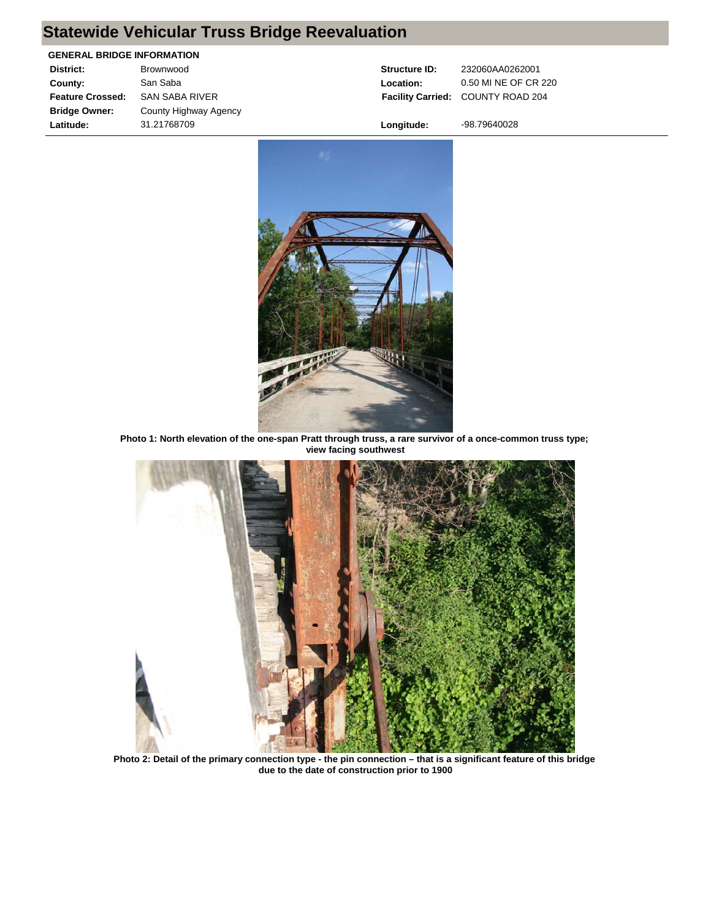# Statewide Vehicular Truss Bridge Reevaluation

**GENERAL BRIDGE INFORMATION**

| | | | |
|---|---|---|---|
| **District:** | Brownwood | **Structure ID:** | 232060AA0262001 |
| **County:** | San Saba | **Location:** | 0.50 MI NE OF CR 220 |
| **Feature Crossed:** | SAN SABA RIVER | **Facility Carried:** | COUNTY ROAD 204 |
| **Bridge Owner:** | County Highway Agency | | |
| **Latitude:** | 31.21768709 | **Longitude:** | -98.79640028 |

**Photo 1: North elevation of the one-span Pratt through truss, a rare survivor of a once-common truss type; view facing southwest**

**Photo 2: Detail of the primary connection type - the pin connection – that is a significant feature of this bridge due to the date of construction prior to 1900**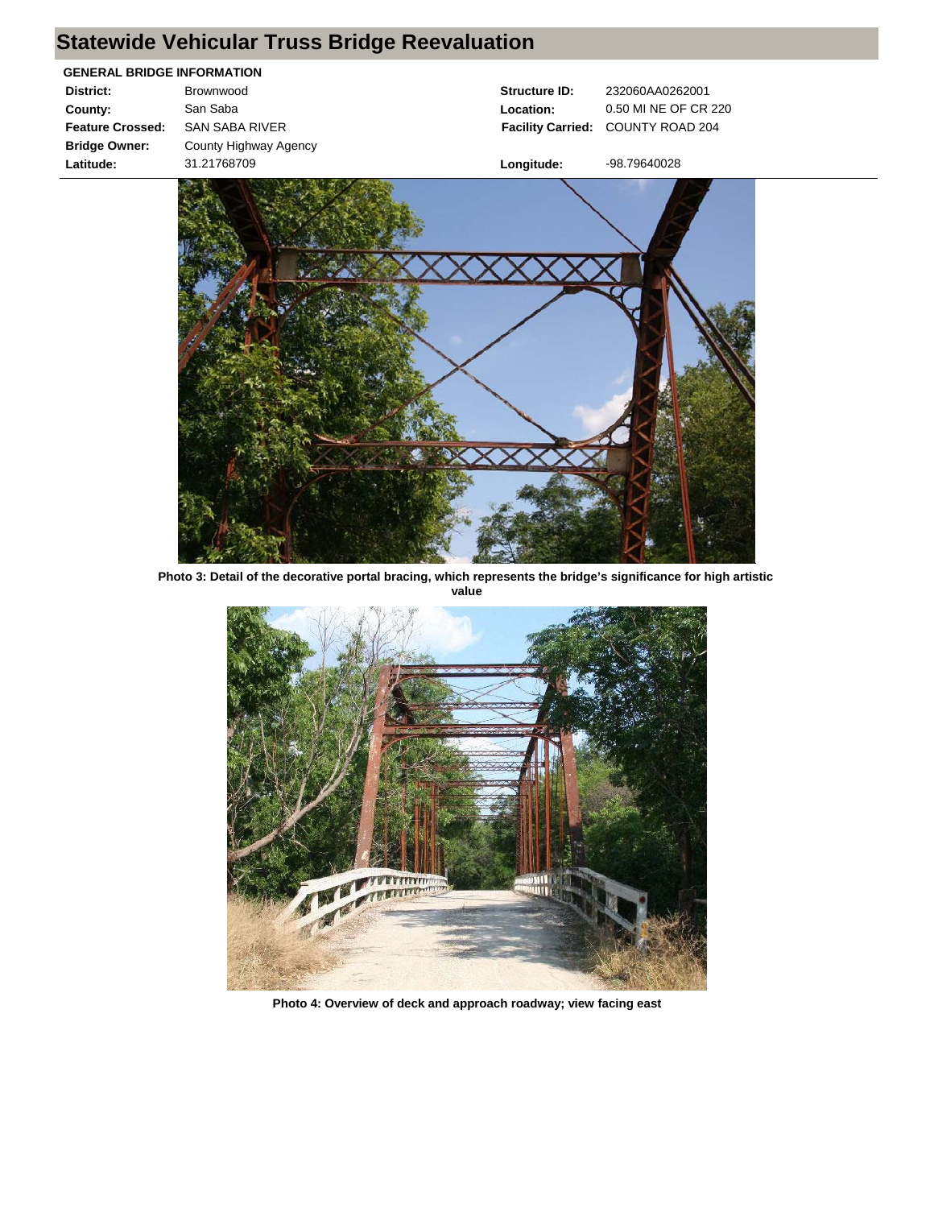# Statewide Vehicular Truss Bridge Reevaluation

**GENERAL BRIDGE INFORMATION**

| | | | |
|---|---|---|---|
| **District:** | Brownwood | **Structure ID:** | 232060AA0262001 |
| **County:** | San Saba | **Location:** | 0.50 MI NE OF CR 220 |
| **Feature Crossed:** | SAN SABA RIVER | **Facility Carried:** | COUNTY ROAD 204 |
| **Bridge Owner:** | County Highway Agency | | |
| **Latitude:** | 31.21768709 | **Longitude:** | -98.79640028 |

**Photo 3: Detail of the decorative portal bracing, which represents the bridge's significance for high artistic value**

**Photo 4: Overview of deck and approach roadway; view facing east**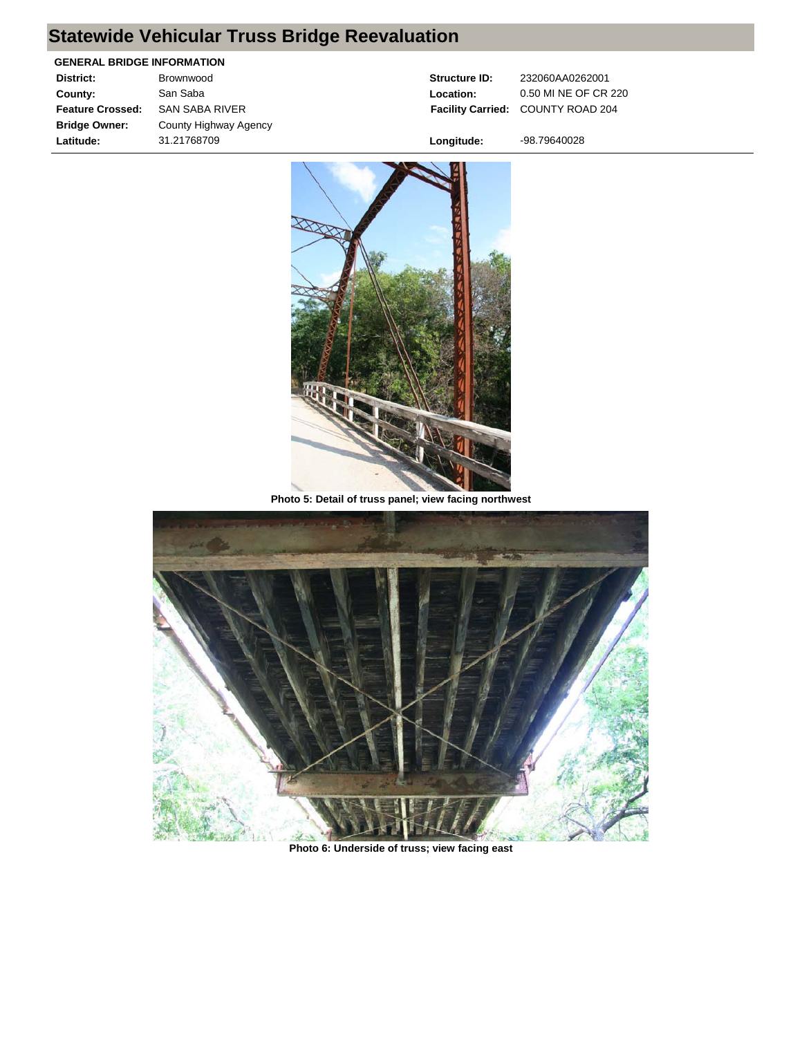# Statewide Vehicular Truss Bridge Reevaluation

**GENERAL BRIDGE INFORMATION**

| | | | |
|---|---|---|---|
| **District:** | Brownwood | **Structure ID:** | 232060AA0262001 |
| **County:** | San Saba | **Location:** | 0.50 MI NE OF CR 220 |
| **Feature Crossed:** | SAN SABA RIVER | **Facility Carried:** | COUNTY ROAD 204 |
| **Bridge Owner:** | County Highway Agency | | |
| **Latitude:** | 31.21768709 | **Longitude:** | -98.79640028 |

**Photo 5: Detail of truss panel; view facing northwest**

**Photo 6: Underside of truss; view facing east**